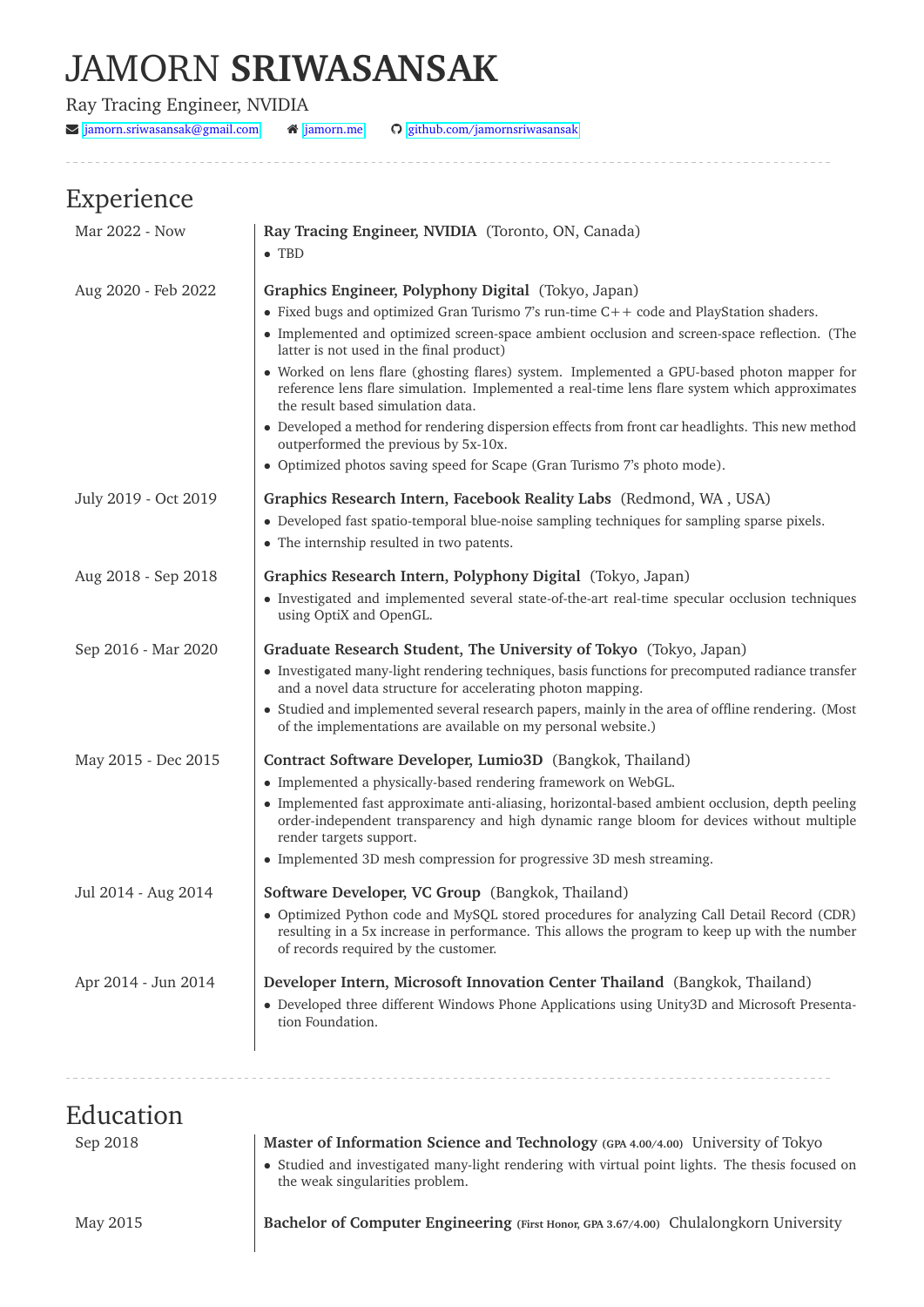# JAMORN **SRIWASANSAK**

Ray Tracing Engineer, NVIDIA

jamorn.sriwasansak@gmail.com | jamorn.me | github.com/jamornsriwasansak

---

## Experience

**Mar 2022 - Now**
**Ray Tracing Engineer, NVIDIA** (Toronto, ON, Canada)
- TBD

**Aug 2020 - Feb 2022**
**Graphics Engineer, Polyphony Digital** (Tokyo, Japan)
- Fixed bugs and optimized Gran Turismo 7's run-time C++ code and PlayStation shaders.
- Implemented and optimized screen-space ambient occlusion and screen-space reflection. (The latter is not used in the final product)
- Worked on lens flare (ghosting flares) system. Implemented a GPU-based photon mapper for reference lens flare simulation. Implemented a real-time lens flare system which approximates the result based simulation data.
- Developed a method for rendering dispersion effects from front car headlights. This new method outperformed the previous by 5x-10x.
- Optimized photos saving speed for Scape (Gran Turismo 7's photo mode).

**July 2019 - Oct 2019**
**Graphics Research Intern, Facebook Reality Labs** (Redmond, WA , USA)
- Developed fast spatio-temporal blue-noise sampling techniques for sampling sparse pixels.
- The internship resulted in two patents.

**Aug 2018 - Sep 2018**
**Graphics Research Intern, Polyphony Digital** (Tokyo, Japan)
- Investigated and implemented several state-of-the-art real-time specular occlusion techniques using OptiX and OpenGL.

**Sep 2016 - Mar 2020**
**Graduate Research Student, The University of Tokyo** (Tokyo, Japan)
- Investigated many-light rendering techniques, basis functions for precomputed radiance transfer and a novel data structure for accelerating photon mapping.
- Studied and implemented several research papers, mainly in the area of offline rendering. (Most of the implementations are available on my personal website.)

**May 2015 - Dec 2015**
**Contract Software Developer, Lumio3D** (Bangkok, Thailand)
- Implemented a physically-based rendering framework on WebGL.
- Implemented fast approximate anti-aliasing, horizontal-based ambient occlusion, depth peeling order-independent transparency and high dynamic range bloom for devices without multiple render targets support.
- Implemented 3D mesh compression for progressive 3D mesh streaming.

**Jul 2014 - Aug 2014**
**Software Developer, VC Group** (Bangkok, Thailand)
- Optimized Python code and MySQL stored procedures for analyzing Call Detail Record (CDR) resulting in a 5x increase in performance. This allows the program to keep up with the number of records required by the customer.

**Apr 2014 - Jun 2014**
**Developer Intern, Microsoft Innovation Center Thailand** (Bangkok, Thailand)
- Developed three different Windows Phone Applications using Unity3D and Microsoft Presentation Foundation.

---

## Education

**Sep 2018**
**Master of Information Science and Technology** (GPA 4.00/4.00) University of Tokyo
- Studied and investigated many-light rendering with virtual point lights. The thesis focused on the weak singularities problem.

**May 2015**
**Bachelor of Computer Engineering** (First Honor, GPA 3.67/4.00) Chulalongkorn University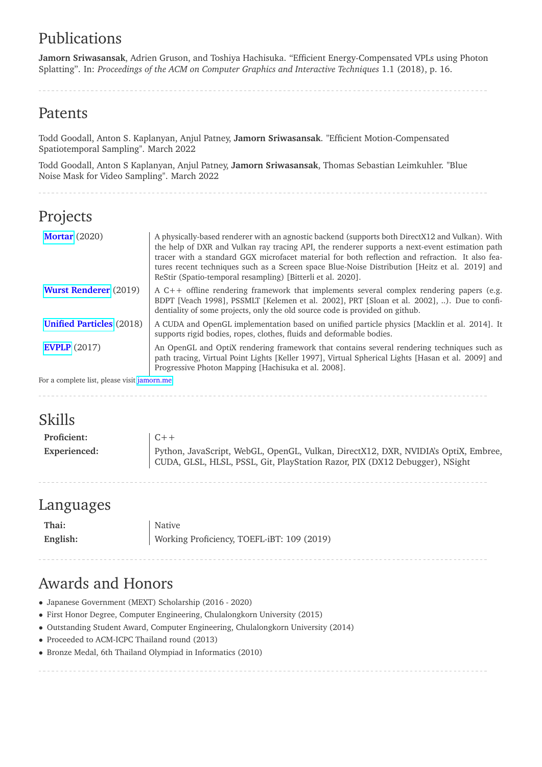## Publications

**Jamorn Sriwasansak**, Adrien Gruson, and Toshiya Hachisuka. "Efficient Energy-Compensated VPLs using Photon Splatting". In: *Proceedings of the ACM on Computer Graphics and Interactive Techniques* 1.1 (2018), p. 16.

---

## Patents

Todd Goodall, Anton S. Kaplanyan, Anjul Patney, **Jamorn Sriwasansak**. "Efficient Motion-Compensated Spatiotemporal Sampling". March 2022

Todd Goodall, Anton S Kaplanyan, Anjul Patney, **Jamorn Sriwasansak**, Thomas Sebastian Leimkuhler. "Blue Noise Mask for Video Sampling". March 2022

---

## Projects

| | |
|---|---|
| **Mortar** (2020) | A physically-based renderer with an agnostic backend (supports both DirectX12 and Vulkan). With the help of DXR and Vulkan ray tracing API, the renderer supports a next-event estimation path tracer with a standard GGX microfacet material for both reflection and refraction. It also features recent techniques such as a Screen space Blue-Noise Distribution [Heitz et al. 2019] and ReStir (Spatio-temporal resampling) [Bitterli et al. 2020]. |
| **Wurst Renderer** (2019) | A C++ offline rendering framework that implements several complex rendering papers (e.g. BDPT [Veach 1998], PSSMLT [Kelemen et al. 2002], PRT [Sloan et al. 2002], ..). Due to confidentiality of some projects, only the old source code is provided on github. |
| **Unified Particles** (2018) | A CUDA and OpenGL implementation based on unified particle physics [Macklin et al. 2014]. It supports rigid bodies, ropes, clothes, fluids and deformable bodies. |
| **EVPLP** (2017) | An OpenGL and OptiX rendering framework that contains several rendering techniques such as path tracing, Virtual Point Lights [Keller 1997], Virtual Spherical Lights [Hasan et al. 2009] and Progressive Photon Mapping [Hachisuka et al. 2008]. |

For a complete list, please visit jamorn.me

---

## Skills

| | |
|---|---|
| **Proficient:** | C++ |
| **Experienced:** | Python, JavaScript, WebGL, OpenGL, Vulkan, DirectX12, DXR, NVIDIA's OptiX, Embree, CUDA, GLSL, HLSL, PSSL, Git, PlayStation Razor, PIX (DX12 Debugger), NSight |

---

## Languages

| | |
|---|---|
| **Thai:** | Native |
| **English:** | Working Proficiency, TOEFL-iBT: 109 (2019) |

---

## Awards and Honors

- Japanese Government (MEXT) Scholarship (2016 - 2020)
- First Honor Degree, Computer Engineering, Chulalongkorn University (2015)
- Outstanding Student Award, Computer Engineering, Chulalongkorn University (2014)
- Proceeded to ACM-ICPC Thailand round (2013)
- Bronze Medal, 6th Thailand Olympiad in Informatics (2010)